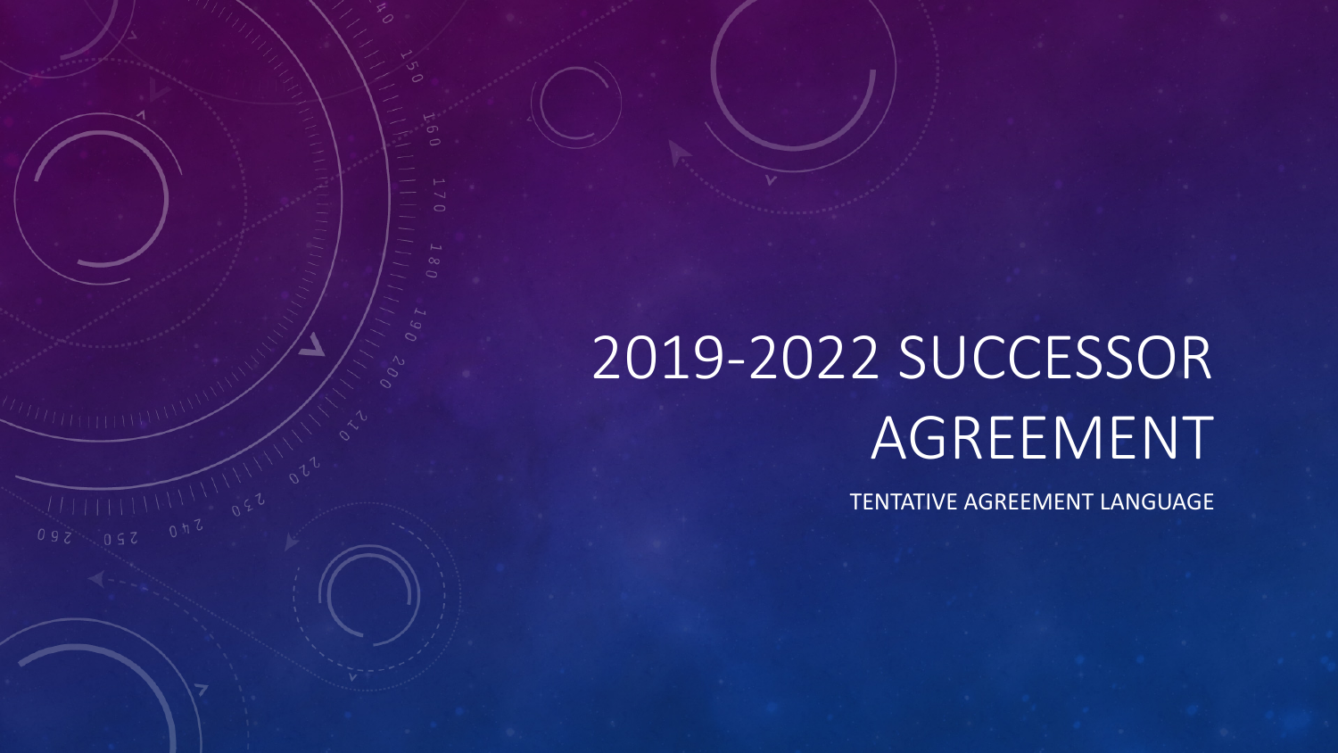# 2019-2022 SUCCESSOR AGREEMENT

TENTATIVE AGREEMENT LANGUAGE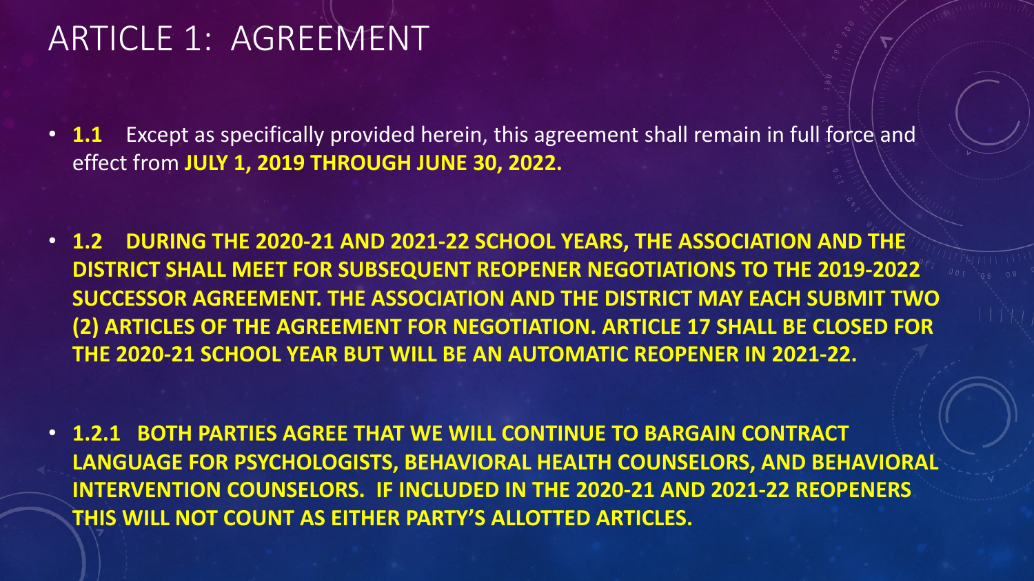# ARTICLE 1: AGREEMENT

- **1.1** Except as specifically provided herein, this agreement shall remain in full force and effect from **JULY 1, 2019 THROUGH JUNE 30, 2022.**

- **1.2 DURING THE 2020-21 AND 2021-22 SCHOOL YEARS, THE ASSOCIATION AND THE DISTRICT SHALL MEET FOR SUBSEQUENT REOPENER NEGOTIATIONS TO THE 2019-2022 SUCCESSOR AGREEMENT. THE ASSOCIATION AND THE DISTRICT MAY EACH SUBMIT TWO (2) ARTICLES OF THE AGREEMENT FOR NEGOTIATION. ARTICLE 17 SHALL BE CLOSED FOR THE 2020-21 SCHOOL YEAR BUT WILL BE AN AUTOMATIC REOPENER IN 2021-22.**

- **1.2.1 BOTH PARTIES AGREE THAT WE WILL CONTINUE TO BARGAIN CONTRACT LANGUAGE FOR PSYCHOLOGISTS, BEHAVIORAL HEALTH COUNSELORS, AND BEHAVIORAL INTERVENTION COUNSELORS. IF INCLUDED IN THE 2020-21 AND 2021-22 REOPENERS THIS WILL NOT COUNT AS EITHER PARTY'S ALLOTTED ARTICLES.**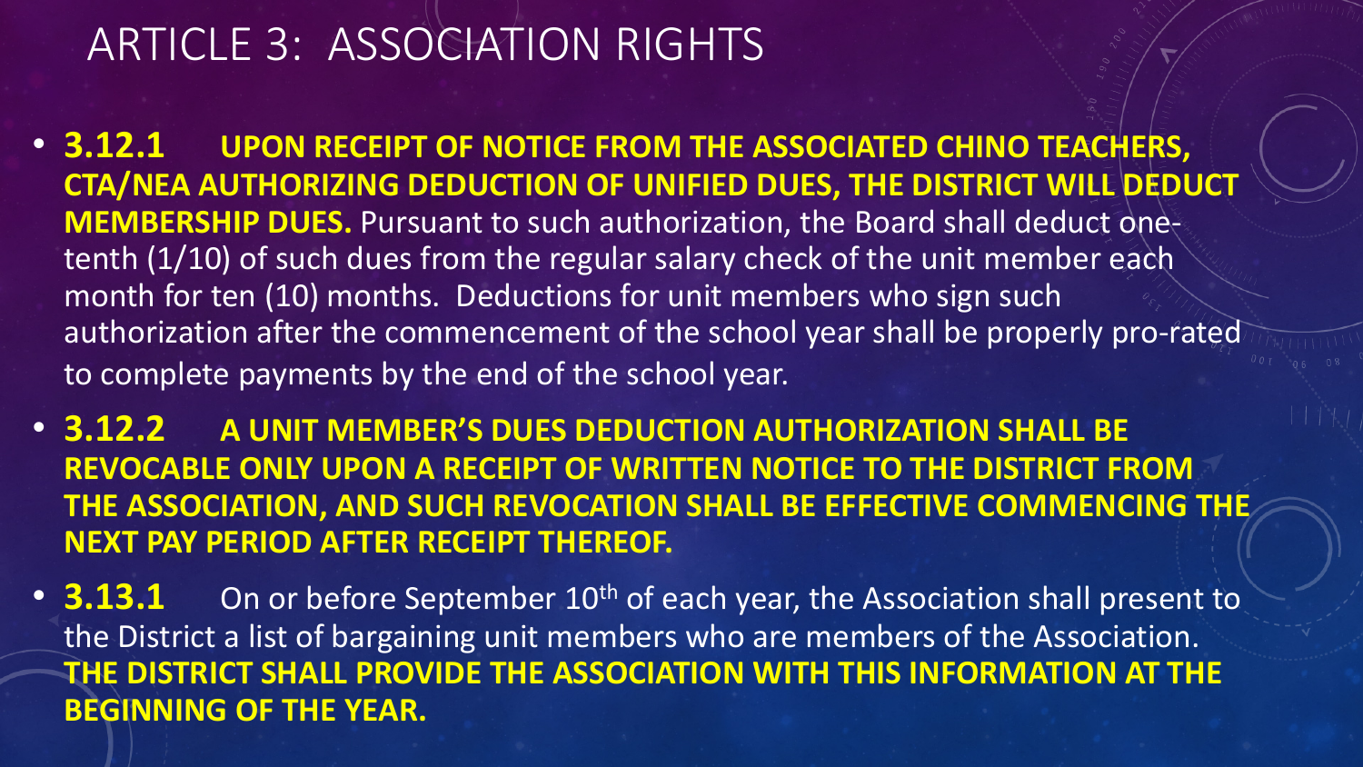# ARTICLE 3: ASSOCIATION RIGHTS

- **3.12.1 UPON RECEIPT OF NOTICE FROM THE ASSOCIATED CHINO TEACHERS, CTA/NEA AUTHORIZING DEDUCTION OF UNIFIED DUES, THE DISTRICT WILL DEDUCT MEMBERSHIP DUES.** Pursuant to such authorization, the Board shall deduct one-tenth (1/10) of such dues from the regular salary check of the unit member each month for ten (10) months. Deductions for unit members who sign such authorization after the commencement of the school year shall be properly pro-rated to complete payments by the end of the school year.
- **3.12.2 A UNIT MEMBER'S DUES DEDUCTION AUTHORIZATION SHALL BE REVOCABLE ONLY UPON A RECEIPT OF WRITTEN NOTICE TO THE DISTRICT FROM THE ASSOCIATION, AND SUCH REVOCATION SHALL BE EFFECTIVE COMMENCING THE NEXT PAY PERIOD AFTER RECEIPT THEREOF.**
- **3.13.1** On or before September 10th of each year, the Association shall present to the District a list of bargaining unit members who are members of the Association. **THE DISTRICT SHALL PROVIDE THE ASSOCIATION WITH THIS INFORMATION AT THE BEGINNING OF THE YEAR.**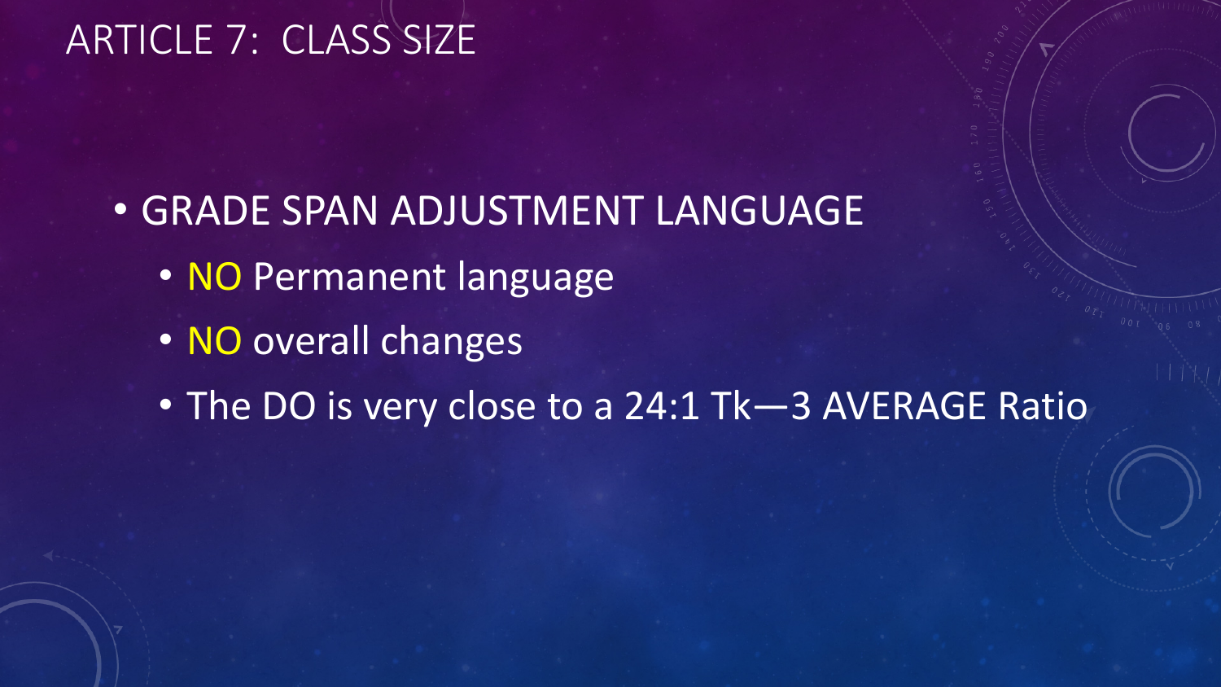# ARTICLE 7: CLASS SIZE

- GRADE SPAN ADJUSTMENT LANGUAGE
  - NO Permanent language
  - NO overall changes
  - The DO is very close to a 24:1 Tk—3 AVERAGE Ratio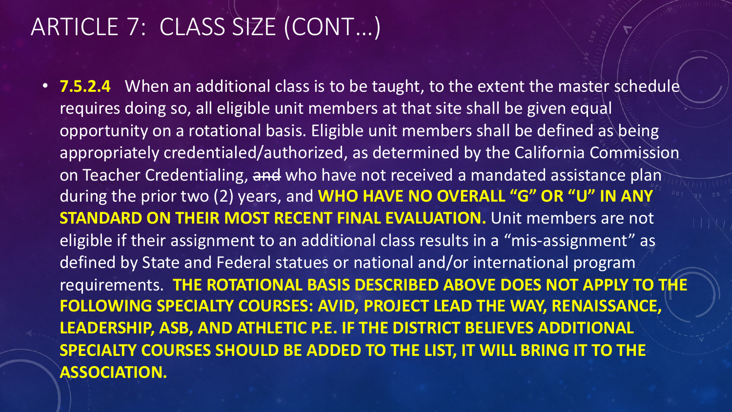# ARTICLE 7: CLASS SIZE (CONT…)

- **7.5.2.4** When an additional class is to be taught, to the extent the master schedule requires doing so, all eligible unit members at that site shall be given equal opportunity on a rotational basis. Eligible unit members shall be defined as being appropriately credentialed/authorized, as determined by the California Commission on Teacher Credentialing, ~~and~~ who have not received a mandated assistance plan during the prior two (2) years, and **WHO HAVE NO OVERALL "G" OR "U" IN ANY STANDARD ON THEIR MOST RECENT FINAL EVALUATION.** Unit members are not eligible if their assignment to an additional class results in a "mis-assignment" as defined by State and Federal statues or national and/or international program requirements. **THE ROTATIONAL BASIS DESCRIBED ABOVE DOES NOT APPLY TO THE FOLLOWING SPECIALTY COURSES: AVID, PROJECT LEAD THE WAY, RENAISSANCE, LEADERSHIP, ASB, AND ATHLETIC P.E. IF THE DISTRICT BELIEVES ADDITIONAL SPECIALTY COURSES SHOULD BE ADDED TO THE LIST, IT WILL BRING IT TO THE ASSOCIATION.**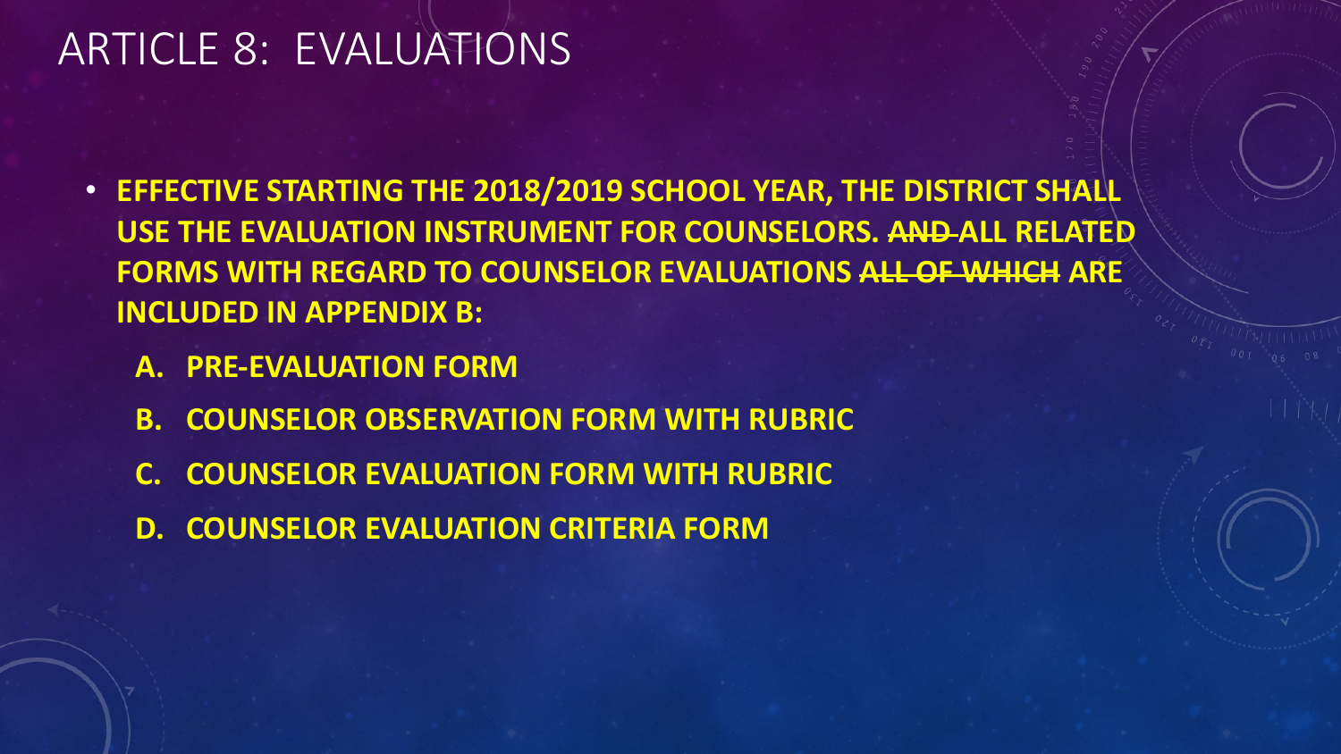# ARTICLE 8: EVALUATIONS

- **EFFECTIVE STARTING THE 2018/2019 SCHOOL YEAR, THE DISTRICT SHALL USE THE EVALUATION INSTRUMENT FOR COUNSELORS. ~~AND~~ ALL RELATED FORMS WITH REGARD TO COUNSELOR EVALUATIONS ~~ALL OF WHICH~~ ARE INCLUDED IN APPENDIX B:**
  - **A. PRE-EVALUATION FORM**
  - **B. COUNSELOR OBSERVATION FORM WITH RUBRIC**
  - **C. COUNSELOR EVALUATION FORM WITH RUBRIC**
  - **D. COUNSELOR EVALUATION CRITERIA FORM**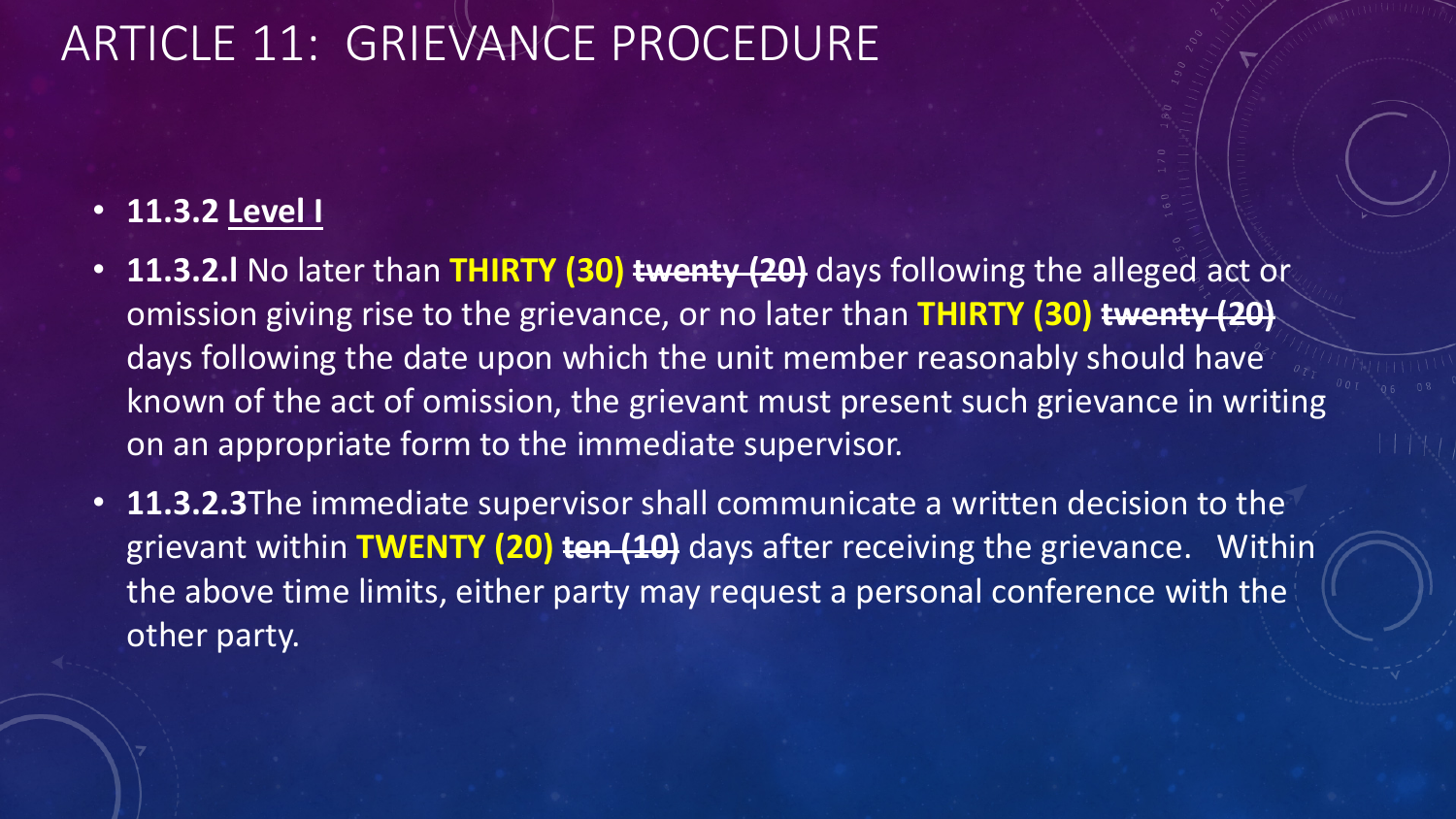# ARTICLE 11: GRIEVANCE PROCEDURE

- **11.3.2 Level I**
- **11.3.2.l** No later than **THIRTY (30)** ~~**twenty (20)**~~ days following the alleged act or omission giving rise to the grievance, or no later than **THIRTY (30)** ~~**twenty (20)**~~ days following the date upon which the unit member reasonably should have known of the act of omission, the grievant must present such grievance in writing on an appropriate form to the immediate supervisor.
- **11.3.2.3**The immediate supervisor shall communicate a written decision to the grievant within **TWENTY (20)** ~~**ten (10)**~~ days after receiving the grievance. Within the above time limits, either party may request a personal conference with the other party.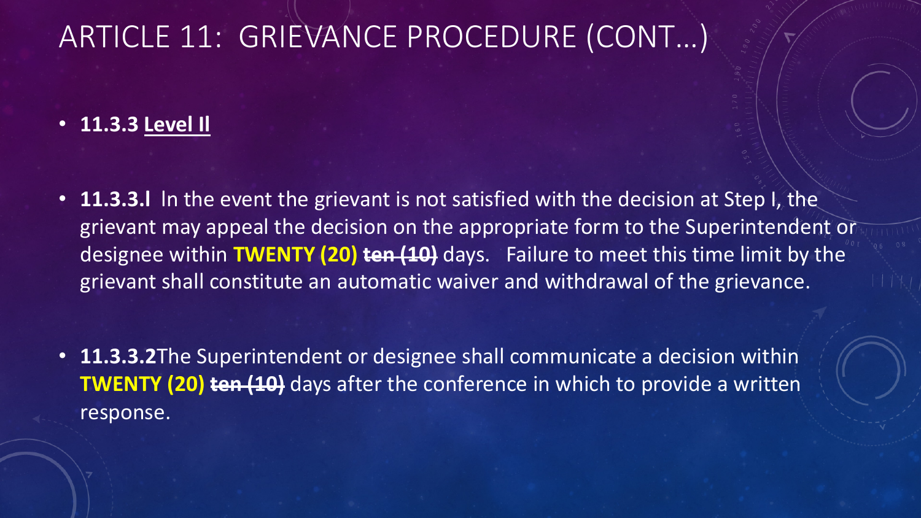# ARTICLE 11: GRIEVANCE PROCEDURE (CONT…)

- **11.3.3 Level II**

- **11.3.3.l** In the event the grievant is not satisfied with the decision at Step I, the grievant may appeal the decision on the appropriate form to the Superintendent or designee within **TWENTY (20)** ~~**ten (10)**~~ days. Failure to meet this time limit by the grievant shall constitute an automatic waiver and withdrawal of the grievance.

- **11.3.3.2**The Superintendent or designee shall communicate a decision within **TWENTY (20)** ~~**ten (10)**~~ days after the conference in which to provide a written response.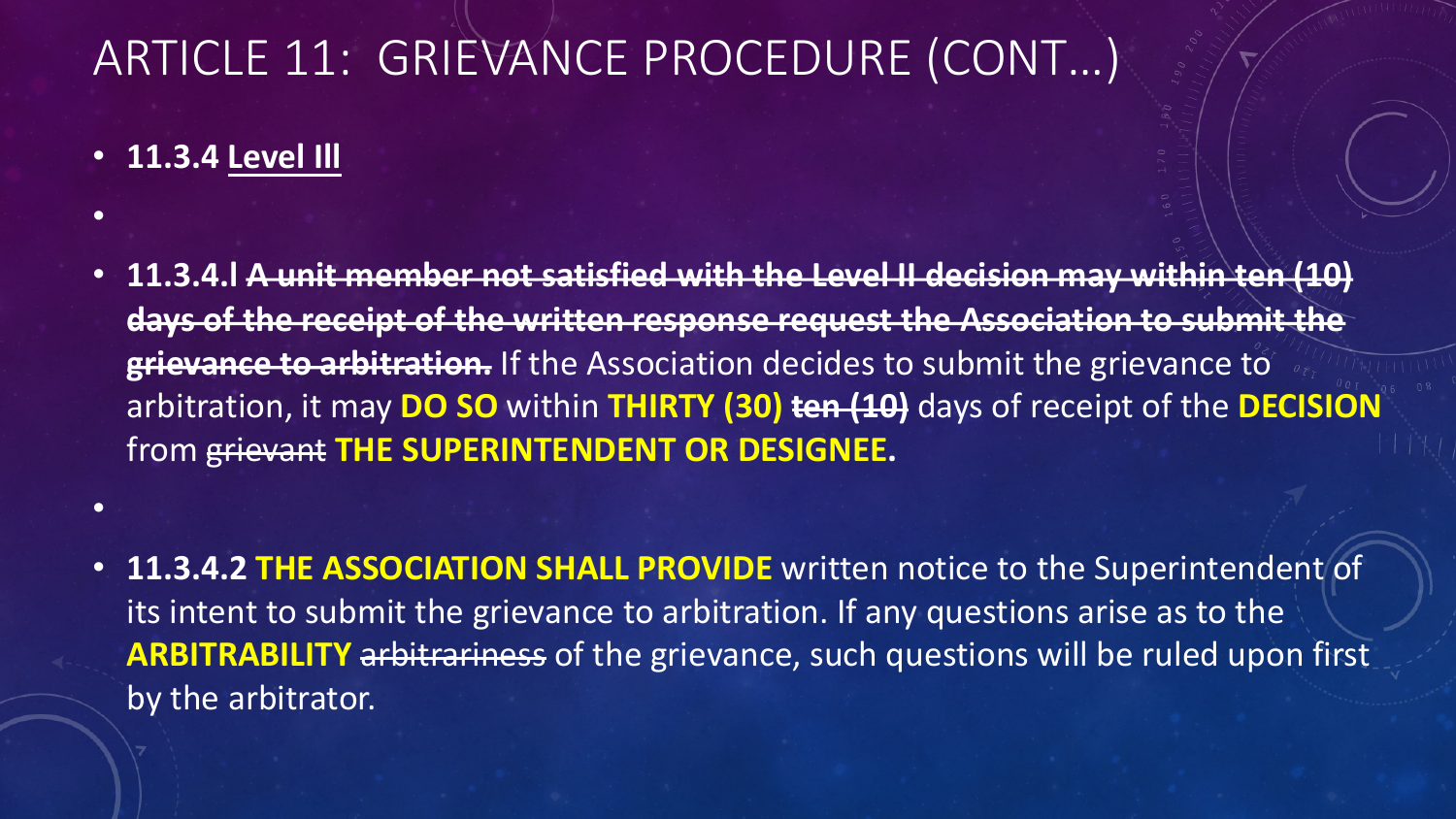# ARTICLE 11: GRIEVANCE PROCEDURE (CONT…)

- **11.3.4 <u>Level III</u>**
- 
- **11.3.4.l ~~A unit member not satisfied with the Level II decision may within ten (10) days of the receipt of the written response request the Association to submit the grievance to arbitration.~~** If the Association decides to submit the grievance to arbitration, it may **DO SO** within **THIRTY (30)** **~~ten (10)~~** days of receipt of the **DECISION** from ~~grievant~~ **THE SUPERINTENDENT OR DESIGNEE.**
- 
- **11.3.4.2 THE ASSOCIATION SHALL PROVIDE** written notice to the Superintendent of its intent to submit the grievance to arbitration. If any questions arise as to the **ARBITRABILITY** ~~arbitrariness~~ of the grievance, such questions will be ruled upon first by the arbitrator.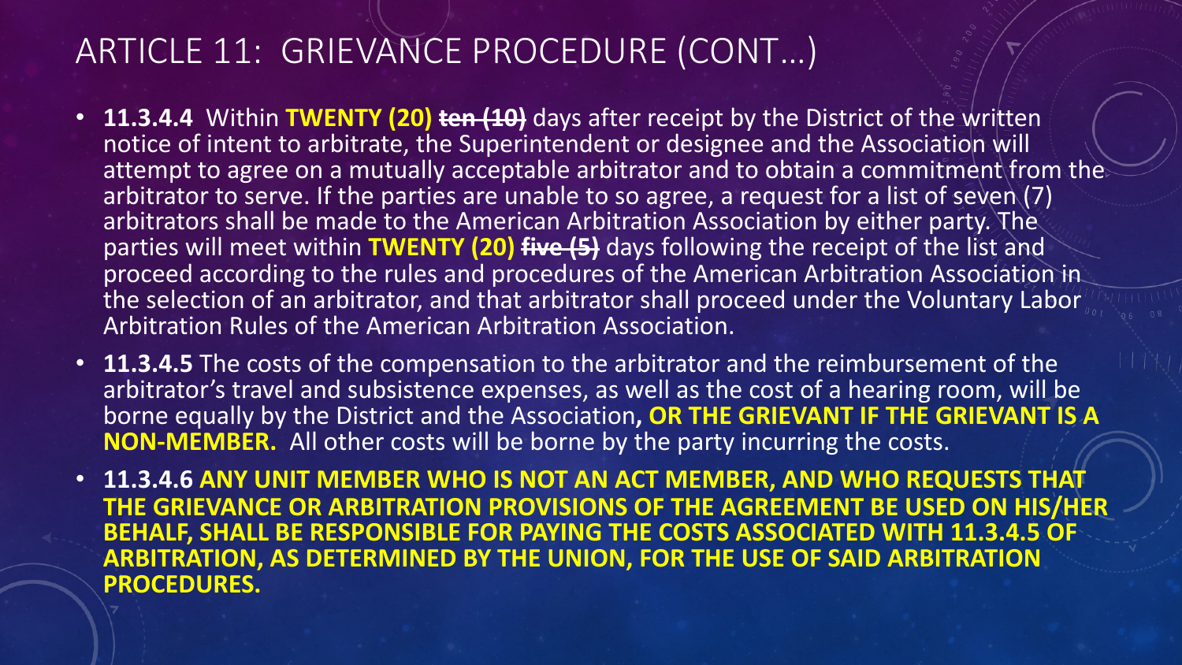# ARTICLE 11: GRIEVANCE PROCEDURE (CONT…)

- **11.3.4.4** Within **TWENTY (20)** ~~ten (10)~~ days after receipt by the District of the written notice of intent to arbitrate, the Superintendent or designee and the Association will attempt to agree on a mutually acceptable arbitrator and to obtain a commitment from the arbitrator to serve. If the parties are unable to so agree, a request for a list of seven (7) arbitrators shall be made to the American Arbitration Association by either party. The parties will meet within **TWENTY (20)** ~~five (5)~~ days following the receipt of the list and proceed according to the rules and procedures of the American Arbitration Association in the selection of an arbitrator, and that arbitrator shall proceed under the Voluntary Labor Arbitration Rules of the American Arbitration Association.
- **11.3.4.5** The costs of the compensation to the arbitrator and the reimbursement of the arbitrator's travel and subsistence expenses, as well as the cost of a hearing room, will be borne equally by the District and the Association**, OR THE GRIEVANT IF THE GRIEVANT IS A NON-MEMBER.** All other costs will be borne by the party incurring the costs.
- **11.3.4.6 ANY UNIT MEMBER WHO IS NOT AN ACT MEMBER, AND WHO REQUESTS THAT THE GRIEVANCE OR ARBITRATION PROVISIONS OF THE AGREEMENT BE USED ON HIS/HER BEHALF, SHALL BE RESPONSIBLE FOR PAYING THE COSTS ASSOCIATED WITH 11.3.4.5 OF ARBITRATION, AS DETERMINED BY THE UNION, FOR THE USE OF SAID ARBITRATION PROCEDURES.**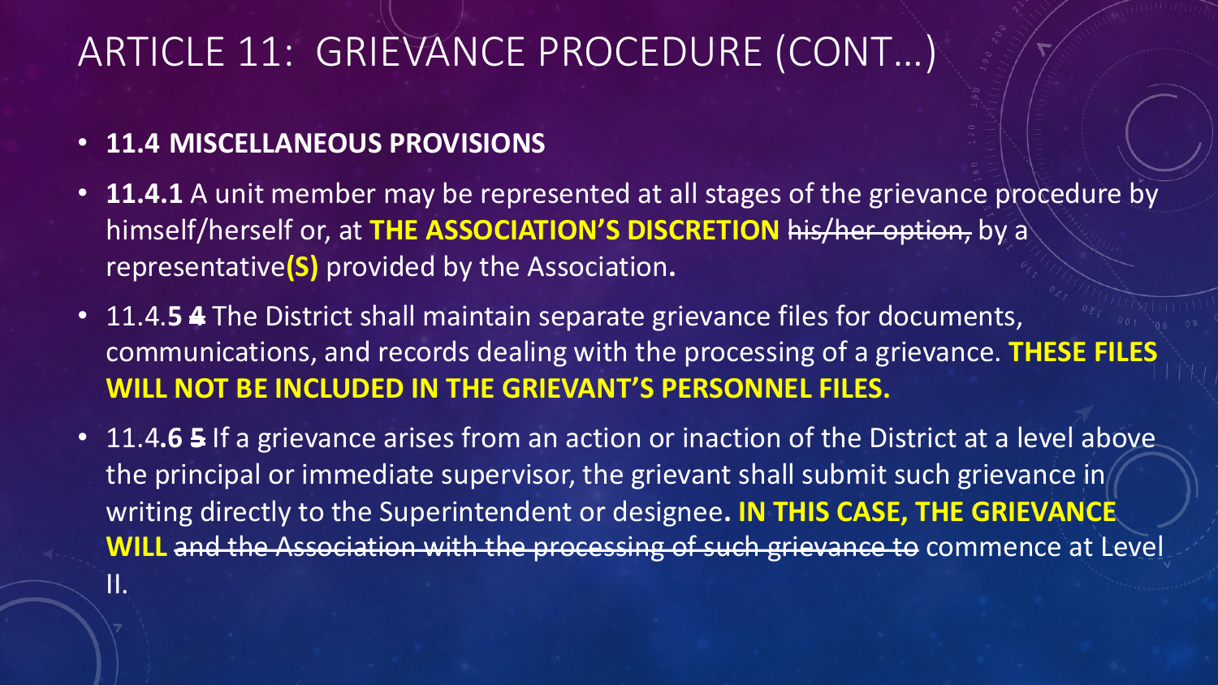# ARTICLE 11: GRIEVANCE PROCEDURE (CONT…)

- **11.4 MISCELLANEOUS PROVISIONS**
- **11.4.1** A unit member may be represented at all stages of the grievance procedure by himself/herself or, at **THE ASSOCIATION'S DISCRETION** ~~his/her option,~~ by a representative**(S)** provided by the Association**.**
- 11.4.**5** ~~**4**~~ The District shall maintain separate grievance files for documents, communications, and records dealing with the processing of a grievance. **THESE FILES WILL NOT BE INCLUDED IN THE GRIEVANT'S PERSONNEL FILES.**
- 11.4**.6** ~~**5**~~ If a grievance arises from an action or inaction of the District at a level above the principal or immediate supervisor, the grievant shall submit such grievance in writing directly to the Superintendent or designee**. IN THIS CASE, THE GRIEVANCE WILL** ~~and the Association with the processing of such grievance to~~ commence at Level II.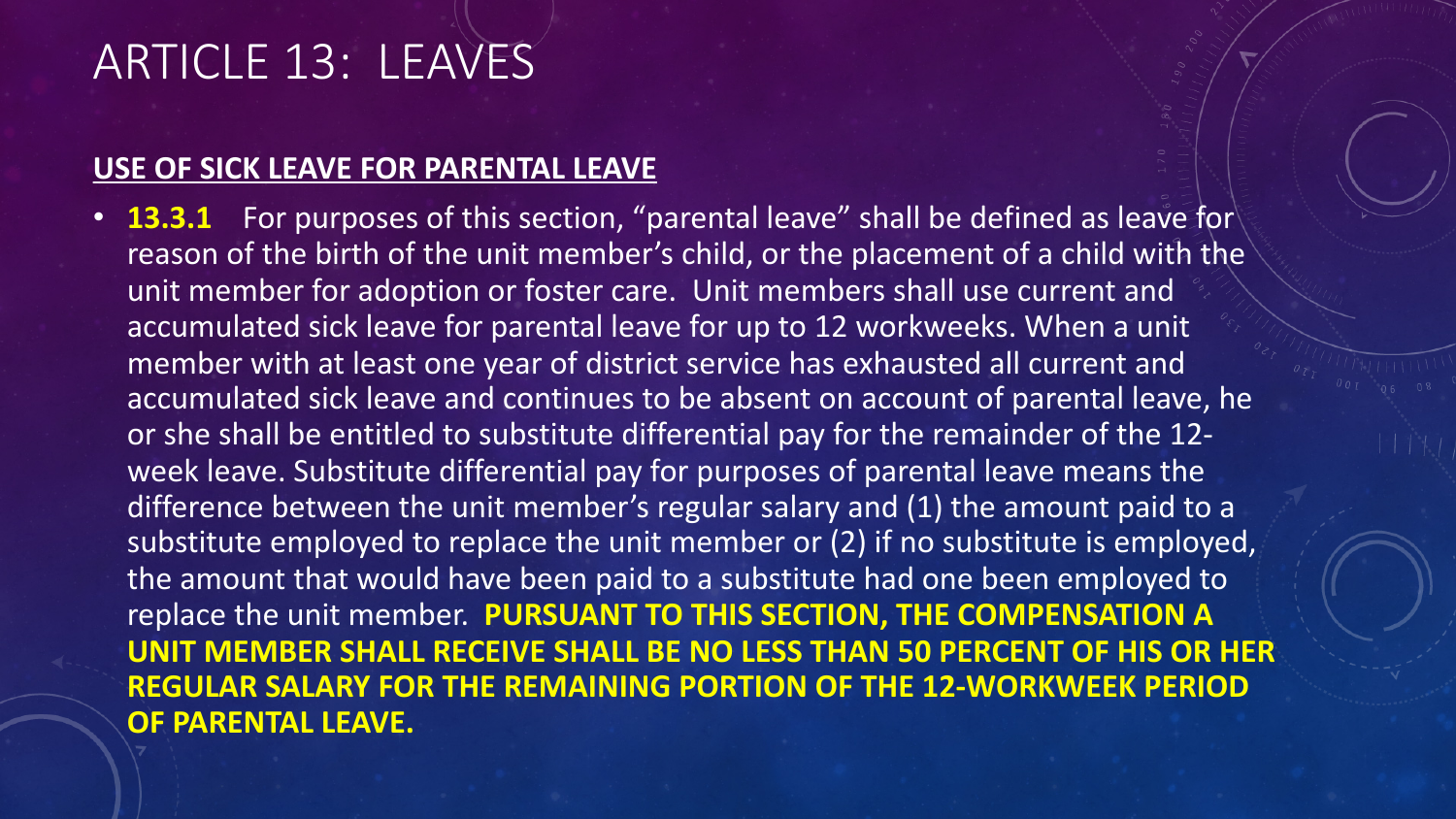# ARTICLE 13: LEAVES

**USE OF SICK LEAVE FOR PARENTAL LEAVE**

- **13.3.1** For purposes of this section, "parental leave" shall be defined as leave for reason of the birth of the unit member's child, or the placement of a child with the unit member for adoption or foster care. Unit members shall use current and accumulated sick leave for parental leave for up to 12 workweeks. When a unit member with at least one year of district service has exhausted all current and accumulated sick leave and continues to be absent on account of parental leave, he or she shall be entitled to substitute differential pay for the remainder of the 12-week leave. Substitute differential pay for purposes of parental leave means the difference between the unit member's regular salary and (1) the amount paid to a substitute employed to replace the unit member or (2) if no substitute is employed, the amount that would have been paid to a substitute had one been employed to replace the unit member. **PURSUANT TO THIS SECTION, THE COMPENSATION A UNIT MEMBER SHALL RECEIVE SHALL BE NO LESS THAN 50 PERCENT OF HIS OR HER REGULAR SALARY FOR THE REMAINING PORTION OF THE 12-WORKWEEK PERIOD OF PARENTAL LEAVE.**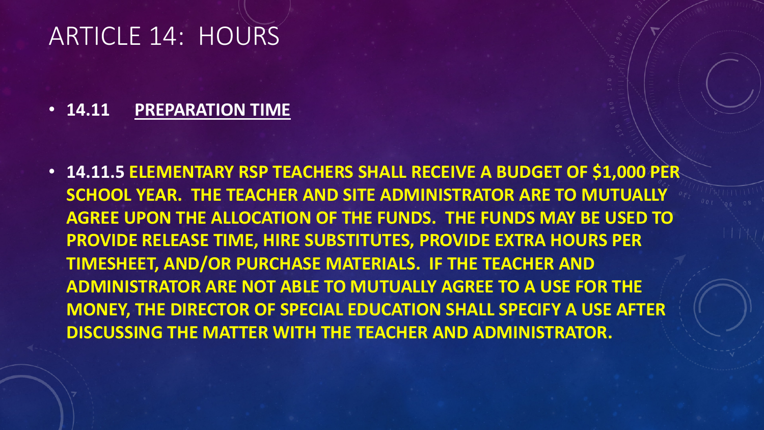# ARTICLE 14: HOURS

- **14.11 PREPARATION TIME**

- **14.11.5 ELEMENTARY RSP TEACHERS SHALL RECEIVE A BUDGET OF $1,000 PER SCHOOL YEAR. THE TEACHER AND SITE ADMINISTRATOR ARE TO MUTUALLY AGREE UPON THE ALLOCATION OF THE FUNDS. THE FUNDS MAY BE USED TO PROVIDE RELEASE TIME, HIRE SUBSTITUTES, PROVIDE EXTRA HOURS PER TIMESHEET, AND/OR PURCHASE MATERIALS. IF THE TEACHER AND ADMINISTRATOR ARE NOT ABLE TO MUTUALLY AGREE TO A USE FOR THE MONEY, THE DIRECTOR OF SPECIAL EDUCATION SHALL SPECIFY A USE AFTER DISCUSSING THE MATTER WITH THE TEACHER AND ADMINISTRATOR.**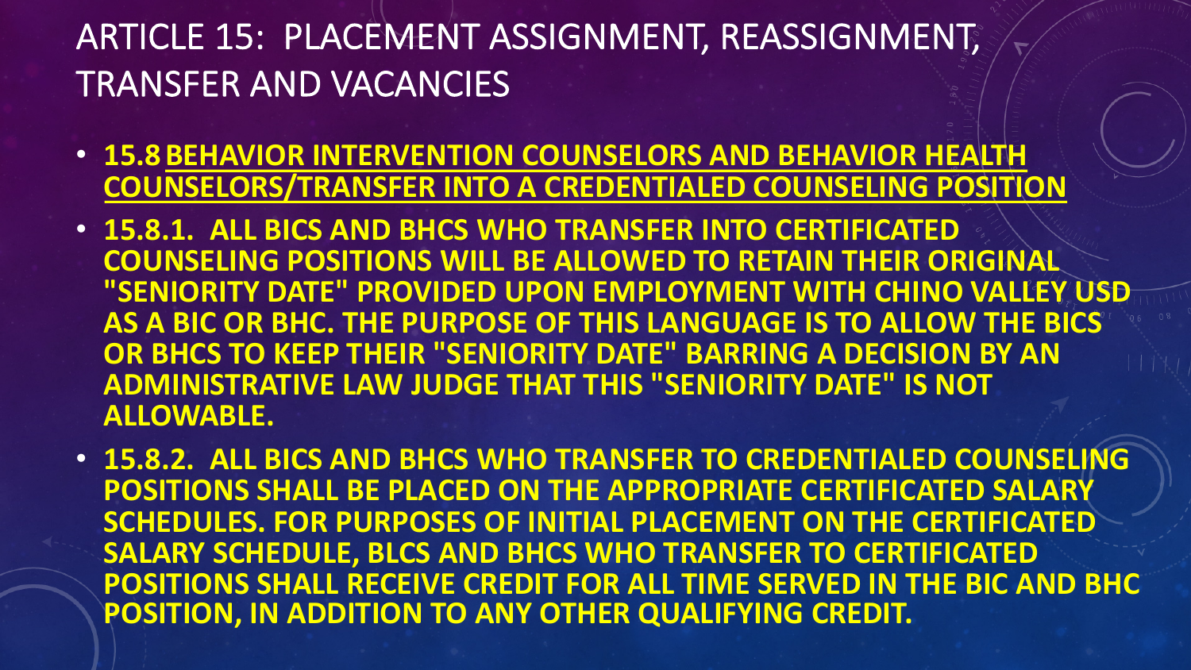# ARTICLE 15: PLACEMENT ASSIGNMENT, REASSIGNMENT, TRANSFER AND VACANCIES

- **15.8 BEHAVIOR INTERVENTION COUNSELORS AND BEHAVIOR HEALTH COUNSELORS/TRANSFER INTO A CREDENTIALED COUNSELING POSITION**
- **15.8.1. ALL BICS AND BHCS WHO TRANSFER INTO CERTIFICATED COUNSELING POSITIONS WILL BE ALLOWED TO RETAIN THEIR ORIGINAL "SENIORITY DATE" PROVIDED UPON EMPLOYMENT WITH CHINO VALLEY USD AS A BIC OR BHC. THE PURPOSE OF THIS LANGUAGE IS TO ALLOW THE BICS OR BHCS TO KEEP THEIR "SENIORITY DATE" BARRING A DECISION BY AN ADMINISTRATIVE LAW JUDGE THAT THIS "SENIORITY DATE" IS NOT ALLOWABLE.**
- **15.8.2. ALL BICS AND BHCS WHO TRANSFER TO CREDENTIALED COUNSELING POSITIONS SHALL BE PLACED ON THE APPROPRIATE CERTIFICATED SALARY SCHEDULES. FOR PURPOSES OF INITIAL PLACEMENT ON THE CERTIFICATED SALARY SCHEDULE, BLCS AND BHCS WHO TRANSFER TO CERTIFICATED POSITIONS SHALL RECEIVE CREDIT FOR ALL TIME SERVED IN THE BIC AND BHC POSITION, IN ADDITION TO ANY OTHER QUALIFYING CREDIT.**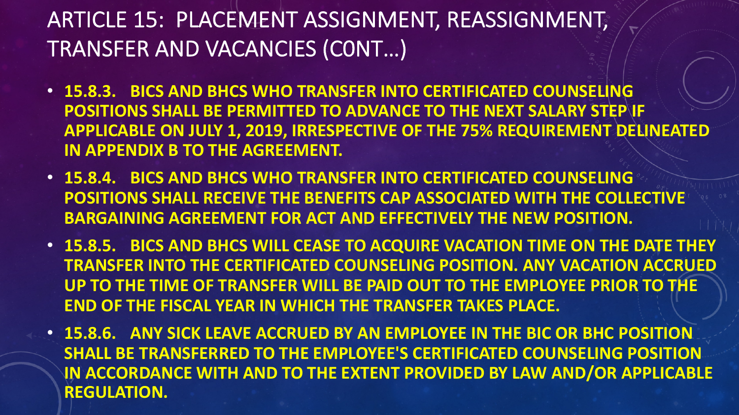# ARTICLE 15: PLACEMENT ASSIGNMENT, REASSIGNMENT, TRANSFER AND VACANCIES (C0NT…)

- **15.8.3. BICS AND BHCS WHO TRANSFER INTO CERTIFICATED COUNSELING POSITIONS SHALL BE PERMITTED TO ADVANCE TO THE NEXT SALARY STEP IF APPLICABLE ON JULY 1, 2019, IRRESPECTIVE OF THE 75% REQUIREMENT DELINEATED IN APPENDIX B TO THE AGREEMENT.**
- **15.8.4. BICS AND BHCS WHO TRANSFER INTO CERTIFICATED COUNSELING POSITIONS SHALL RECEIVE THE BENEFITS CAP ASSOCIATED WITH THE COLLECTIVE BARGAINING AGREEMENT FOR ACT AND EFFECTIVELY THE NEW POSITION.**
- **15.8.5. BICS AND BHCS WILL CEASE TO ACQUIRE VACATION TIME ON THE DATE THEY TRANSFER INTO THE CERTIFICATED COUNSELING POSITION. ANY VACATION ACCRUED UP TO THE TIME OF TRANSFER WILL BE PAID OUT TO THE EMPLOYEE PRIOR TO THE END OF THE FISCAL YEAR IN WHICH THE TRANSFER TAKES PLACE.**
- **15.8.6. ANY SICK LEAVE ACCRUED BY AN EMPLOYEE IN THE BIC OR BHC POSITION SHALL BE TRANSFERRED TO THE EMPLOYEE'S CERTIFICATED COUNSELING POSITION IN ACCORDANCE WITH AND TO THE EXTENT PROVIDED BY LAW AND/OR APPLICABLE REGULATION.**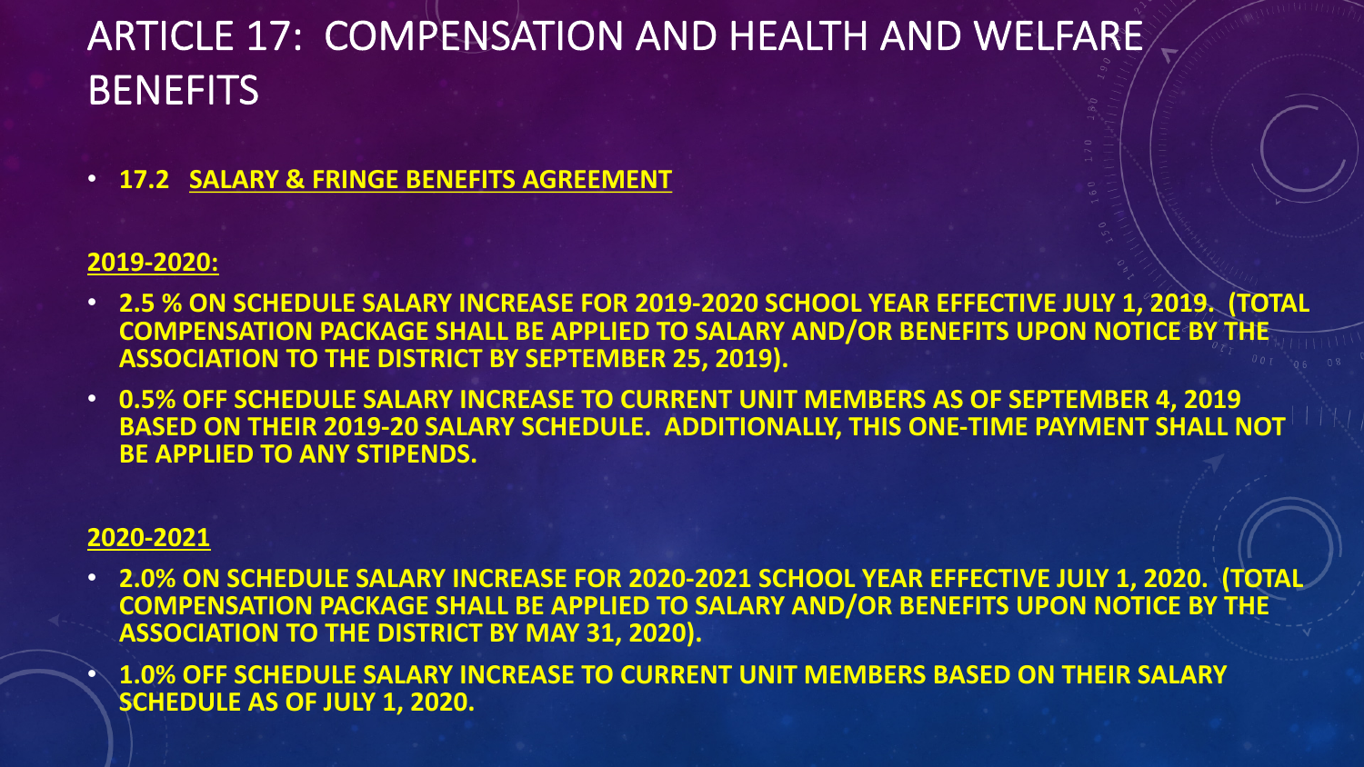# ARTICLE 17: COMPENSATION AND HEALTH AND WELFARE BENEFITS

- **17.2 <u>SALARY & FRINGE BENEFITS AGREEMENT</u>**

**<u>2019-2020:</u>**

- **2.5 % ON SCHEDULE SALARY INCREASE FOR 2019-2020 SCHOOL YEAR EFFECTIVE JULY 1, 2019. (TOTAL COMPENSATION PACKAGE SHALL BE APPLIED TO SALARY AND/OR BENEFITS UPON NOTICE BY THE ASSOCIATION TO THE DISTRICT BY SEPTEMBER 25, 2019).**
- **0.5% OFF SCHEDULE SALARY INCREASE TO CURRENT UNIT MEMBERS AS OF SEPTEMBER 4, 2019 BASED ON THEIR 2019-20 SALARY SCHEDULE. ADDITIONALLY, THIS ONE-TIME PAYMENT SHALL NOT BE APPLIED TO ANY STIPENDS.**

**<u>2020-2021</u>**

- **2.0% ON SCHEDULE SALARY INCREASE FOR 2020-2021 SCHOOL YEAR EFFECTIVE JULY 1, 2020. (TOTAL COMPENSATION PACKAGE SHALL BE APPLIED TO SALARY AND/OR BENEFITS UPON NOTICE BY THE ASSOCIATION TO THE DISTRICT BY MAY 31, 2020).**
- **1.0% OFF SCHEDULE SALARY INCREASE TO CURRENT UNIT MEMBERS BASED ON THEIR SALARY SCHEDULE AS OF JULY 1, 2020.**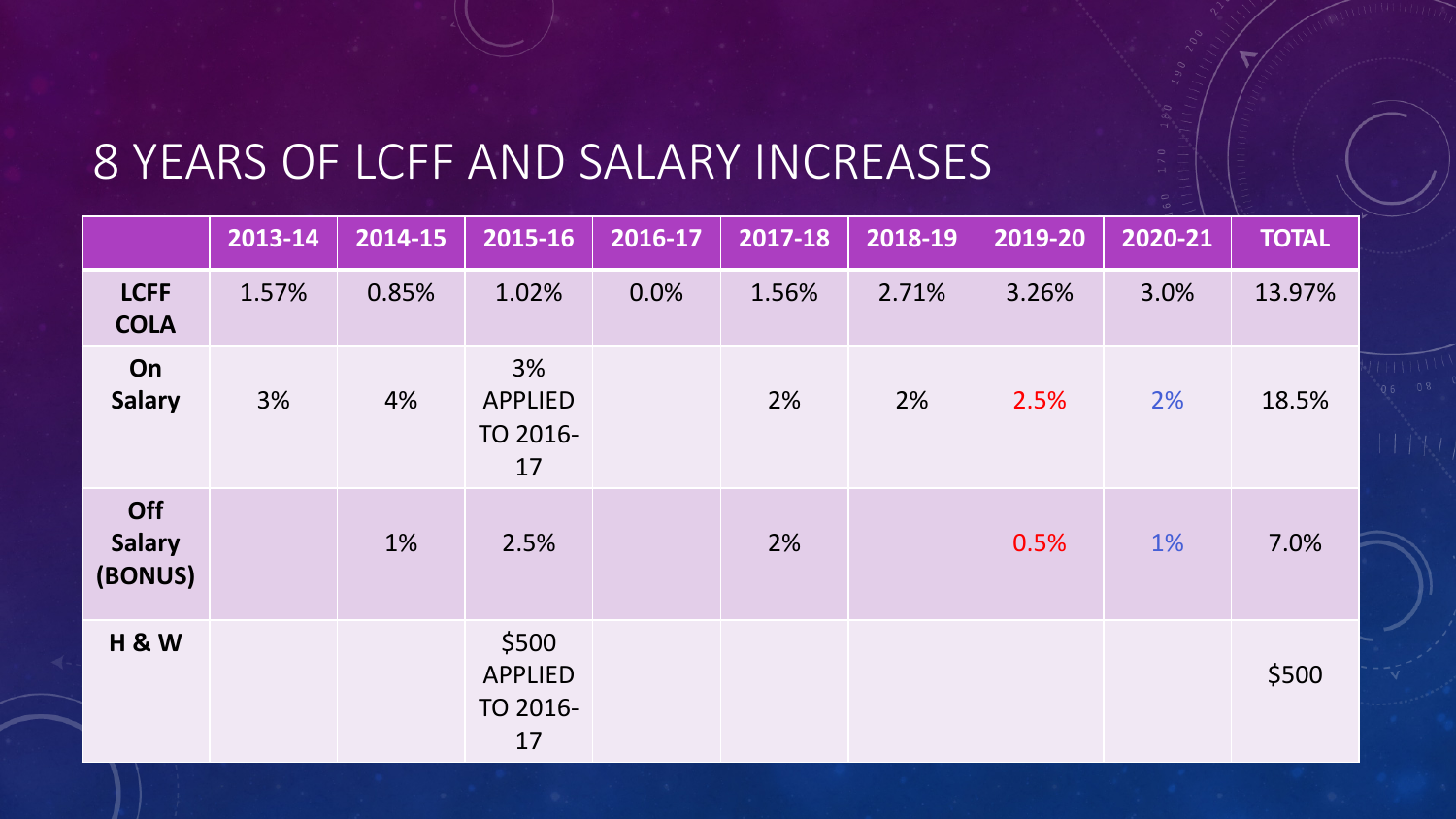# 8 YEARS OF LCFF AND SALARY INCREASES

| | 2013-14 | 2014-15 | 2015-16 | 2016-17 | 2017-18 | 2018-19 | 2019-20 | 2020-21 | TOTAL |
|---|---|---|---|---|---|---|---|---|---|
| **LCFF COLA** | 1.57% | 0.85% | 1.02% | 0.0% | 1.56% | 2.71% | 3.26% | 3.0% | 13.97% |
| **On Salary** | 3% | 4% | 3% APPLIED TO 2016-17 | | 2% | 2% | 2.5% | 2% | 18.5% |
| **Off Salary (BONUS)** | | 1% | 2.5% | | 2% | | 0.5% | 1% | 7.0% |
| **H & W** | | | $500 APPLIED TO 2016-17 | | | | | | $500 |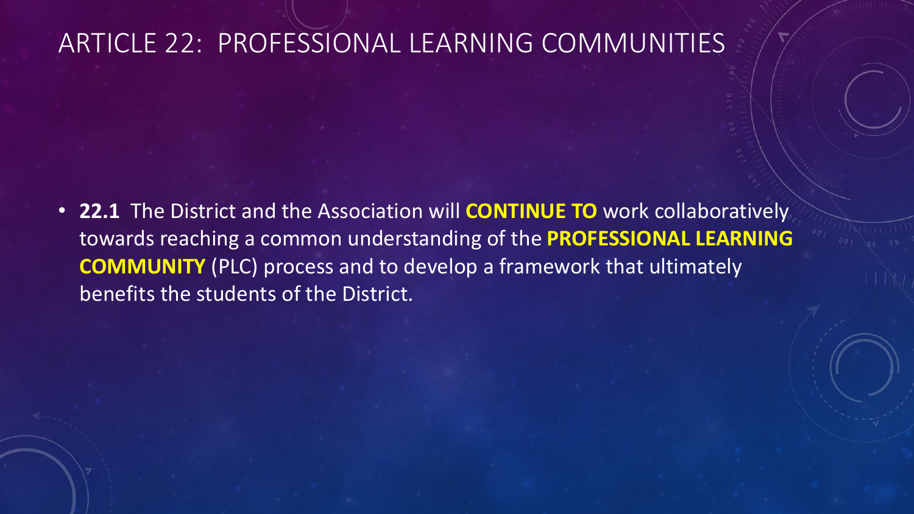# ARTICLE 22: PROFESSIONAL LEARNING COMMUNITIES

- **22.1** The District and the Association will **CONTINUE TO** work collaboratively towards reaching a common understanding of the **PROFESSIONAL LEARNING COMMUNITY** (PLC) process and to develop a framework that ultimately benefits the students of the District.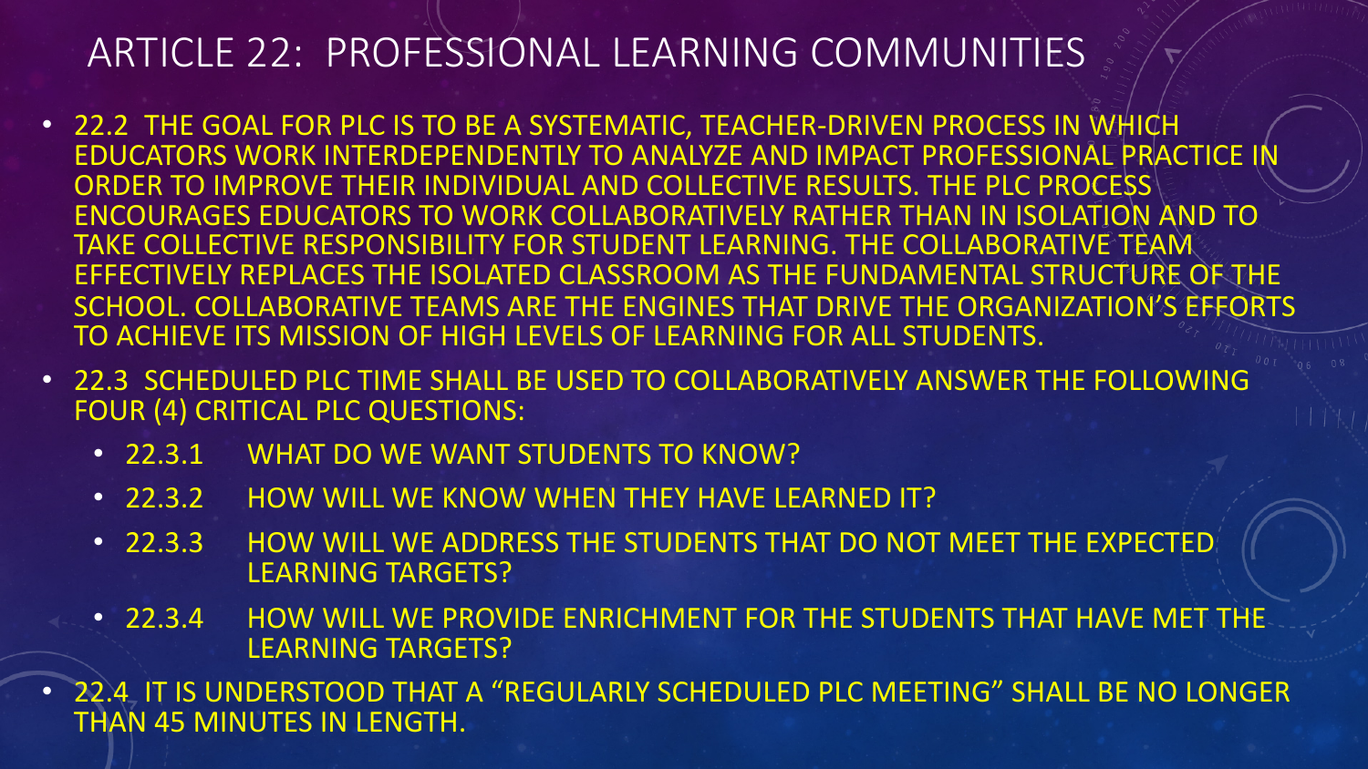# ARTICLE 22: PROFESSIONAL LEARNING COMMUNITIES

- 22.2 THE GOAL FOR PLC IS TO BE A SYSTEMATIC, TEACHER-DRIVEN PROCESS IN WHICH EDUCATORS WORK INTERDEPENDENTLY TO ANALYZE AND IMPACT PROFESSIONAL PRACTICE IN ORDER TO IMPROVE THEIR INDIVIDUAL AND COLLECTIVE RESULTS. THE PLC PROCESS ENCOURAGES EDUCATORS TO WORK COLLABORATIVELY RATHER THAN IN ISOLATION AND TO TAKE COLLECTIVE RESPONSIBILITY FOR STUDENT LEARNING. THE COLLABORATIVE TEAM EFFECTIVELY REPLACES THE ISOLATED CLASSROOM AS THE FUNDAMENTAL STRUCTURE OF THE SCHOOL. COLLABORATIVE TEAMS ARE THE ENGINES THAT DRIVE THE ORGANIZATION'S EFFORTS TO ACHIEVE ITS MISSION OF HIGH LEVELS OF LEARNING FOR ALL STUDENTS.
- 22.3 SCHEDULED PLC TIME SHALL BE USED TO COLLABORATIVELY ANSWER THE FOLLOWING FOUR (4) CRITICAL PLC QUESTIONS:
  - 22.3.1 WHAT DO WE WANT STUDENTS TO KNOW?
  - 22.3.2 HOW WILL WE KNOW WHEN THEY HAVE LEARNED IT?
  - 22.3.3 HOW WILL WE ADDRESS THE STUDENTS THAT DO NOT MEET THE EXPECTED LEARNING TARGETS?
  - 22.3.4 HOW WILL WE PROVIDE ENRICHMENT FOR THE STUDENTS THAT HAVE MET THE LEARNING TARGETS?
- 22.4 IT IS UNDERSTOOD THAT A "REGULARLY SCHEDULED PLC MEETING" SHALL BE NO LONGER THAN 45 MINUTES IN LENGTH.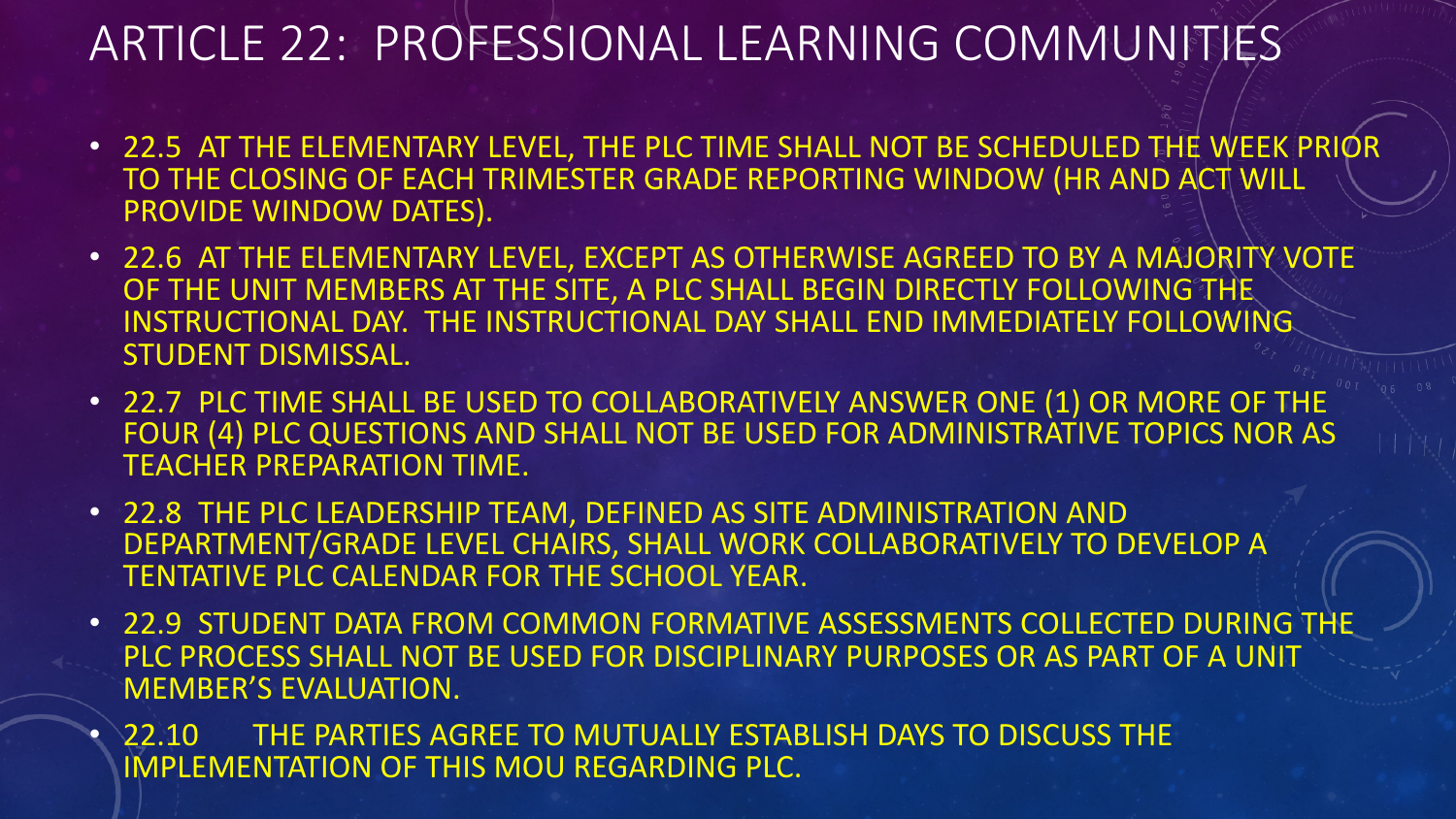# ARTICLE 22: PROFESSIONAL LEARNING COMMUNITIES

- 22.5 AT THE ELEMENTARY LEVEL, THE PLC TIME SHALL NOT BE SCHEDULED THE WEEK PRIOR TO THE CLOSING OF EACH TRIMESTER GRADE REPORTING WINDOW (HR AND ACT WILL PROVIDE WINDOW DATES).
- 22.6 AT THE ELEMENTARY LEVEL, EXCEPT AS OTHERWISE AGREED TO BY A MAJORITY VOTE OF THE UNIT MEMBERS AT THE SITE, A PLC SHALL BEGIN DIRECTLY FOLLOWING THE INSTRUCTIONAL DAY. THE INSTRUCTIONAL DAY SHALL END IMMEDIATELY FOLLOWING STUDENT DISMISSAL.
- 22.7 PLC TIME SHALL BE USED TO COLLABORATIVELY ANSWER ONE (1) OR MORE OF THE FOUR (4) PLC QUESTIONS AND SHALL NOT BE USED FOR ADMINISTRATIVE TOPICS NOR AS TEACHER PREPARATION TIME.
- 22.8 THE PLC LEADERSHIP TEAM, DEFINED AS SITE ADMINISTRATION AND DEPARTMENT/GRADE LEVEL CHAIRS, SHALL WORK COLLABORATIVELY TO DEVELOP A TENTATIVE PLC CALENDAR FOR THE SCHOOL YEAR.
- 22.9 STUDENT DATA FROM COMMON FORMATIVE ASSESSMENTS COLLECTED DURING THE PLC PROCESS SHALL NOT BE USED FOR DISCIPLINARY PURPOSES OR AS PART OF A UNIT MEMBER'S EVALUATION.
- 22.10 THE PARTIES AGREE TO MUTUALLY ESTABLISH DAYS TO DISCUSS THE IMPLEMENTATION OF THIS MOU REGARDING PLC.